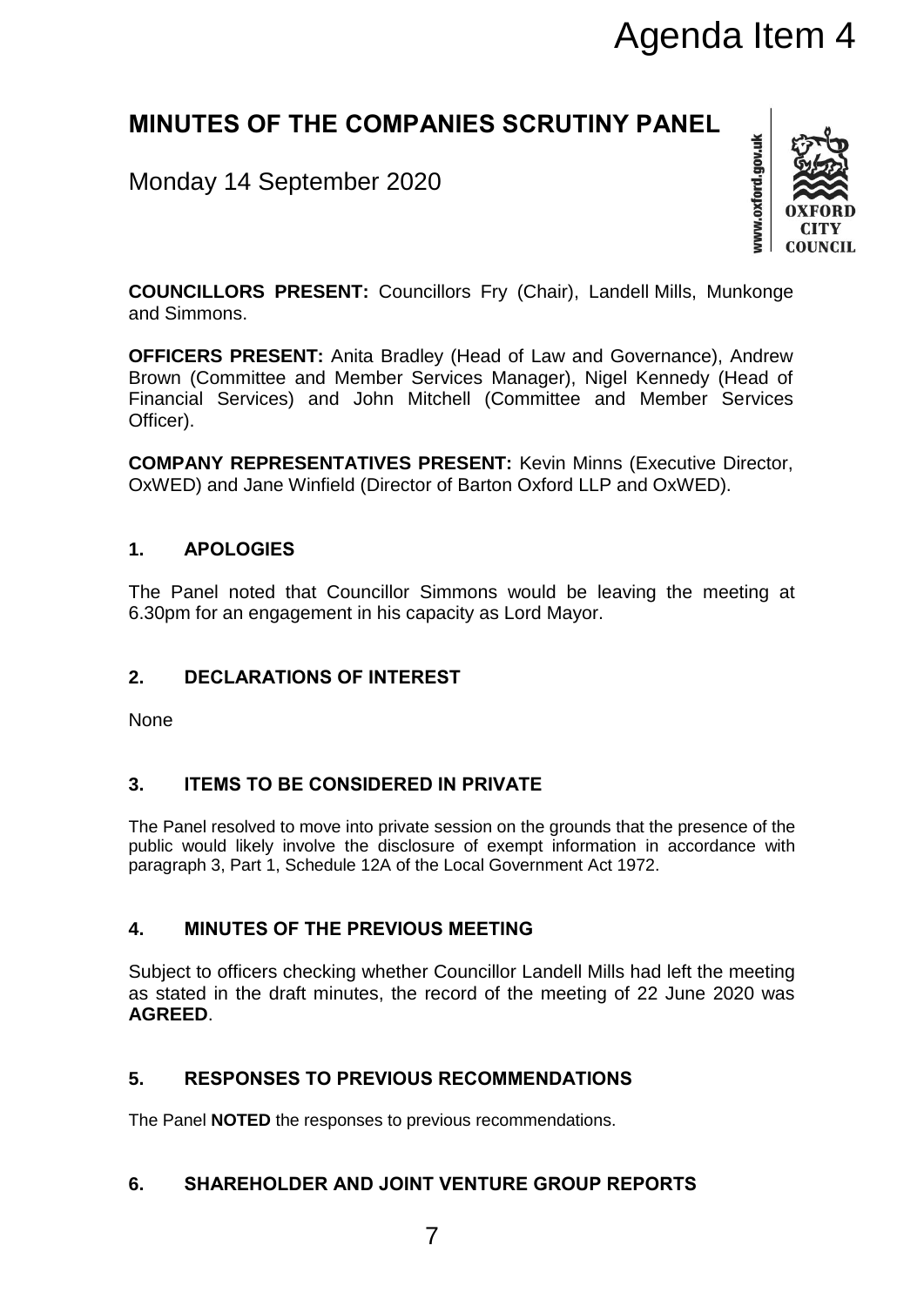Agenda Item 4

# MINUTES OF THE COMPANIES SCRUTINY PANEL

Monday 14 September 2020

**COUNCILLORS PRESENT:** Councillors Fry (Chair), Landell Mills, Munkonge and Simmons.

**OFFICERS PRESENT:** Anita Bradley (Head of Law and Governance), Andrew Brown (Committee and Member Services Manager), Nigel Kennedy (Head of Financial Services) and John Mitchell (Committee and Member Services Officer).

**COMPANY REPRESENTATIVES PRESENT:** Kevin Minns (Executive Director, OxWED) and Jane Winfield (Director of Barton Oxford LLP and OxWED).

## 1. APOLOGIES

The Panel noted that Councillor Simmons would be leaving the meeting at 6.30pm for an engagement in his capacity as Lord Mayor.

## 2. DECLARATIONS OF INTEREST

None

## 3. ITEMS TO BE CONSIDERED IN PRIVATE

The Panel resolved to move into private session on the grounds that the presence of the public would likely involve the disclosure of exempt information in accordance with paragraph 3, Part 1, Schedule 12A of the Local Government Act 1972.

## 4. MINUTES OF THE PREVIOUS MEETING

Subject to officers checking whether Councillor Landell Mills had left the meeting as stated in the draft minutes, the record of the meeting of 22 June 2020 was **AGREED**.

## 5. RESPONSES TO PREVIOUS RECOMMENDATIONS

The Panel **NOTED** the responses to previous recommendations.

## 6. SHAREHOLDER AND JOINT VENTURE GROUP REPORTS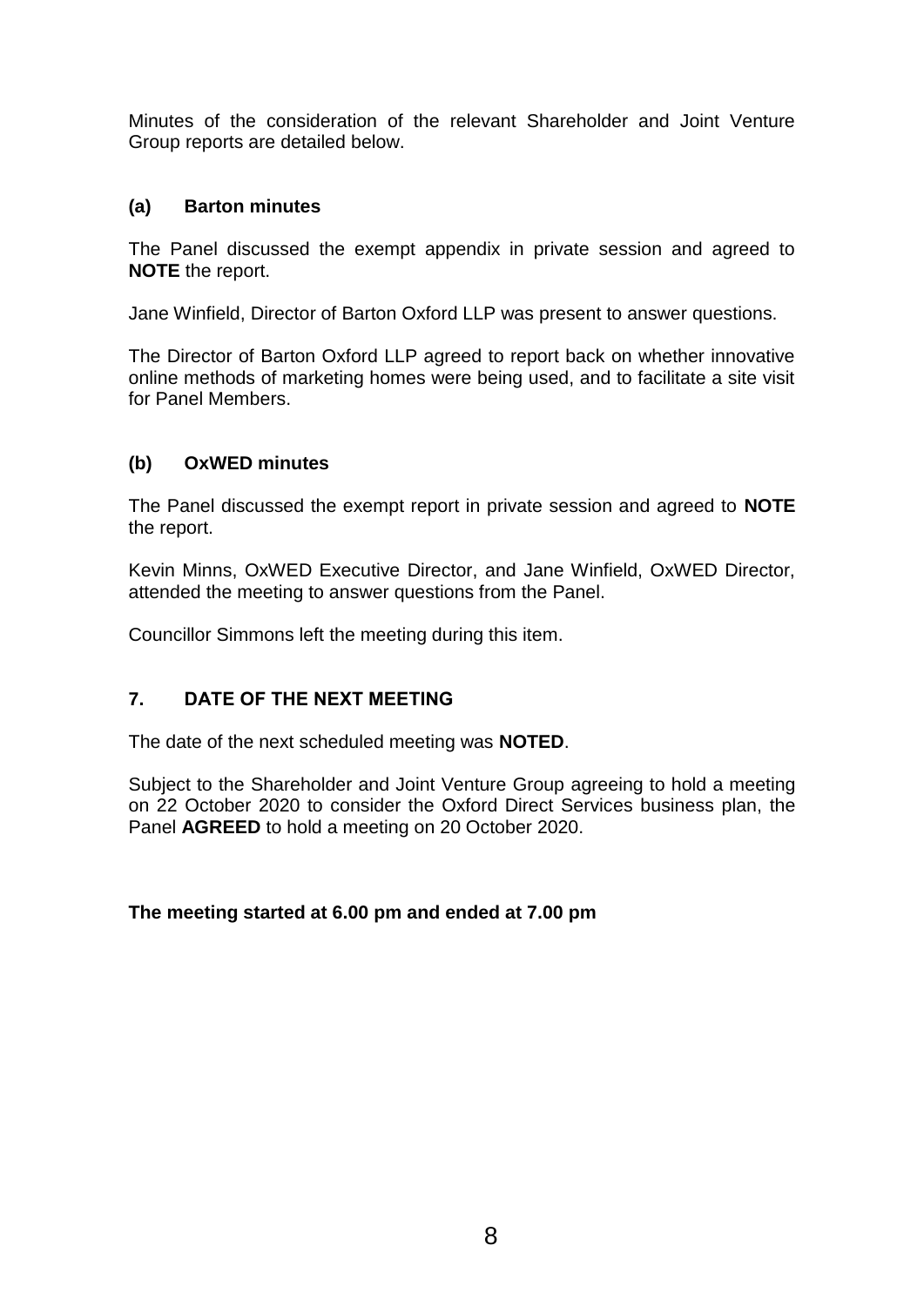Minutes of the consideration of the relevant Shareholder and Joint Venture Group reports are detailed below.

### (a) Barton minutes

The Panel discussed the exempt appendix in private session and agreed to **NOTE** the report.

Jane Winfield, Director of Barton Oxford LLP was present to answer questions.

The Director of Barton Oxford LLP agreed to report back on whether innovative online methods of marketing homes were being used, and to facilitate a site visit for Panel Members.

### (b) OxWED minutes

The Panel discussed the exempt report in private session and agreed to **NOTE** the report.

Kevin Minns, OxWED Executive Director, and Jane Winfield, OxWED Director, attended the meeting to answer questions from the Panel.

Councillor Simmons left the meeting during this item.

## 7. DATE OF THE NEXT MEETING

The date of the next scheduled meeting was **NOTED**.

Subject to the Shareholder and Joint Venture Group agreeing to hold a meeting on 22 October 2020 to consider the Oxford Direct Services business plan, the Panel **AGREED** to hold a meeting on 20 October 2020.

**The meeting started at 6.00 pm and ended at 7.00 pm**